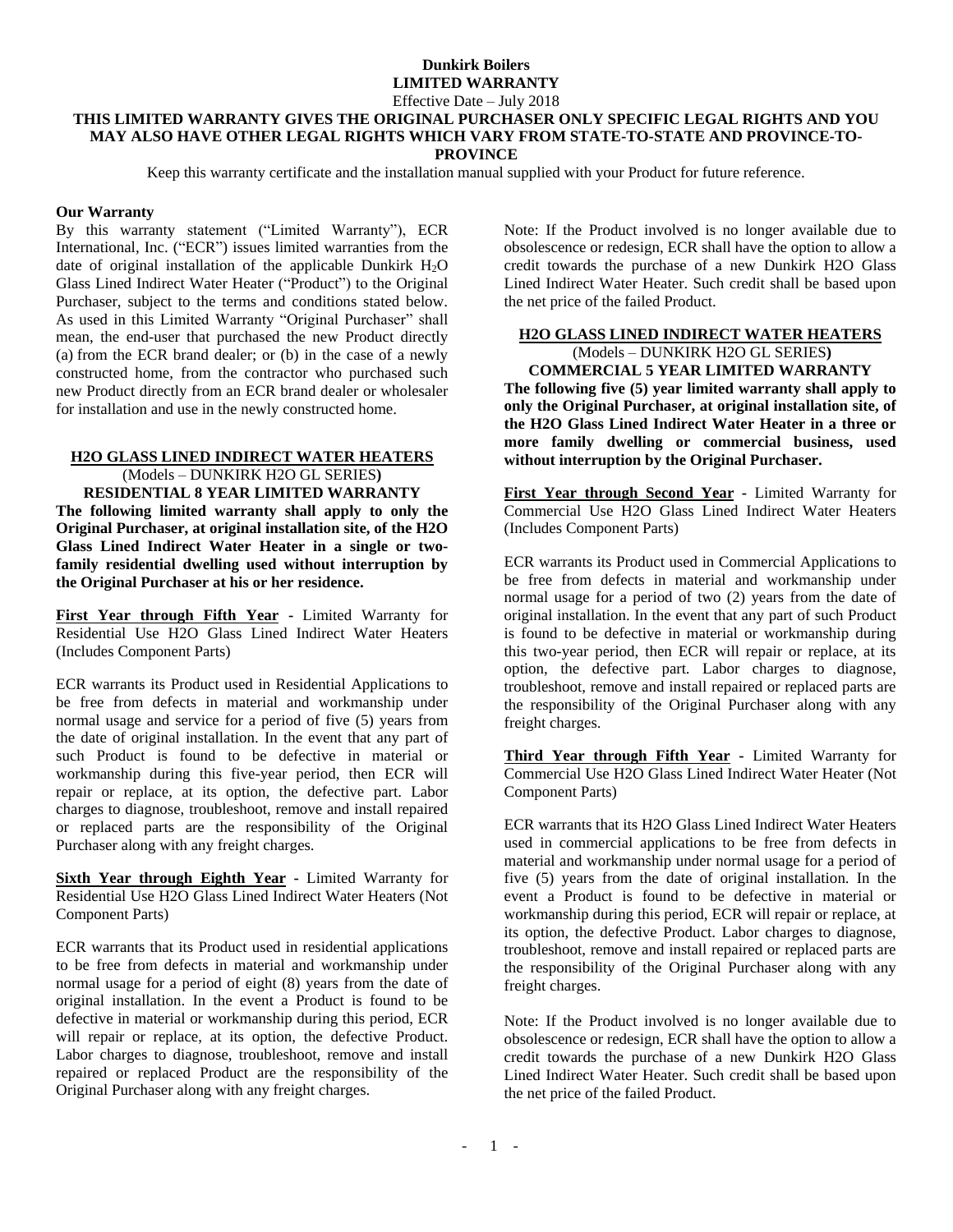# Dunkirk Boilers
# LIMITED WARRANTY

Effective Date – July 2018

**THIS LIMITED WARRANTY GIVES THE ORIGINAL PURCHASER ONLY SPECIFIC LEGAL RIGHTS AND YOU MAY ALSO HAVE OTHER LEGAL RIGHTS WHICH VARY FROM STATE-TO-STATE AND PROVINCE-TO-PROVINCE**

Keep this warranty certificate and the installation manual supplied with your Product for future reference.

**Our Warranty**

By this warranty statement ("Limited Warranty"), ECR International, Inc. ("ECR") issues limited warranties from the date of original installation of the applicable Dunkirk $H_2O$ Glass Lined Indirect Water Heater ("Product") to the Original Purchaser, subject to the terms and conditions stated below. As used in this Limited Warranty "Original Purchaser" shall mean, the end-user that purchased the new Product directly (a) from the ECR brand dealer; or (b) in the case of a newly constructed home, from the contractor who purchased such new Product directly from an ECR brand dealer or wholesaler for installation and use in the newly constructed home.

## H2O GLASS LINED INDIRECT WATER HEATERS

(Models – DUNKIRK H2O GL SERIES)

**RESIDENTIAL 8 YEAR LIMITED WARRANTY**

**The following limited warranty shall apply to only the Original Purchaser, at original installation site, of the H2O Glass Lined Indirect Water Heater in a single or two-family residential dwelling used without interruption by the Original Purchaser at his or her residence.**

**First Year through Fifth Year** - Limited Warranty for Residential Use H2O Glass Lined Indirect Water Heaters (Includes Component Parts)

ECR warrants its Product used in Residential Applications to be free from defects in material and workmanship under normal usage and service for a period of five (5) years from the date of original installation. In the event that any part of such Product is found to be defective in material or workmanship during this five-year period, then ECR will repair or replace, at its option, the defective part. Labor charges to diagnose, troubleshoot, remove and install repaired or replaced parts are the responsibility of the Original Purchaser along with any freight charges.

**Sixth Year through Eighth Year** - Limited Warranty for Residential Use H2O Glass Lined Indirect Water Heaters (Not Component Parts)

ECR warrants that its Product used in residential applications to be free from defects in material and workmanship under normal usage for a period of eight (8) years from the date of original installation. In the event a Product is found to be defective in material or workmanship during this period, ECR will repair or replace, at its option, the defective Product. Labor charges to diagnose, troubleshoot, remove and install repaired or replaced Product are the responsibility of the Original Purchaser along with any freight charges.

Note: If the Product involved is no longer available due to obsolescence or redesign, ECR shall have the option to allow a credit towards the purchase of a new Dunkirk H2O Glass Lined Indirect Water Heater. Such credit shall be based upon the net price of the failed Product.

## H2O GLASS LINED INDIRECT WATER HEATERS

(Models – DUNKIRK H2O GL SERIES)

**COMMERCIAL 5 YEAR LIMITED WARRANTY**

**The following five (5) year limited warranty shall apply to only the Original Purchaser, at original installation site, of the H2O Glass Lined Indirect Water Heater in a three or more family dwelling or commercial business, used without interruption by the Original Purchaser.**

**First Year through Second Year** - Limited Warranty for Commercial Use H2O Glass Lined Indirect Water Heaters (Includes Component Parts)

ECR warrants its Product used in Commercial Applications to be free from defects in material and workmanship under normal usage for a period of two (2) years from the date of original installation. In the event that any part of such Product is found to be defective in material or workmanship during this two-year period, then ECR will repair or replace, at its option, the defective part. Labor charges to diagnose, troubleshoot, remove and install repaired or replaced parts are the responsibility of the Original Purchaser along with any freight charges.

**Third Year through Fifth Year** - Limited Warranty for Commercial Use H2O Glass Lined Indirect Water Heater (Not Component Parts)

ECR warrants that its H2O Glass Lined Indirect Water Heaters used in commercial applications to be free from defects in material and workmanship under normal usage for a period of five (5) years from the date of original installation. In the event a Product is found to be defective in material or workmanship during this period, ECR will repair or replace, at its option, the defective Product. Labor charges to diagnose, troubleshoot, remove and install repaired or replaced parts are the responsibility of the Original Purchaser along with any freight charges.

Note: If the Product involved is no longer available due to obsolescence or redesign, ECR shall have the option to allow a credit towards the purchase of a new Dunkirk H2O Glass Lined Indirect Water Heater. Such credit shall be based upon the net price of the failed Product.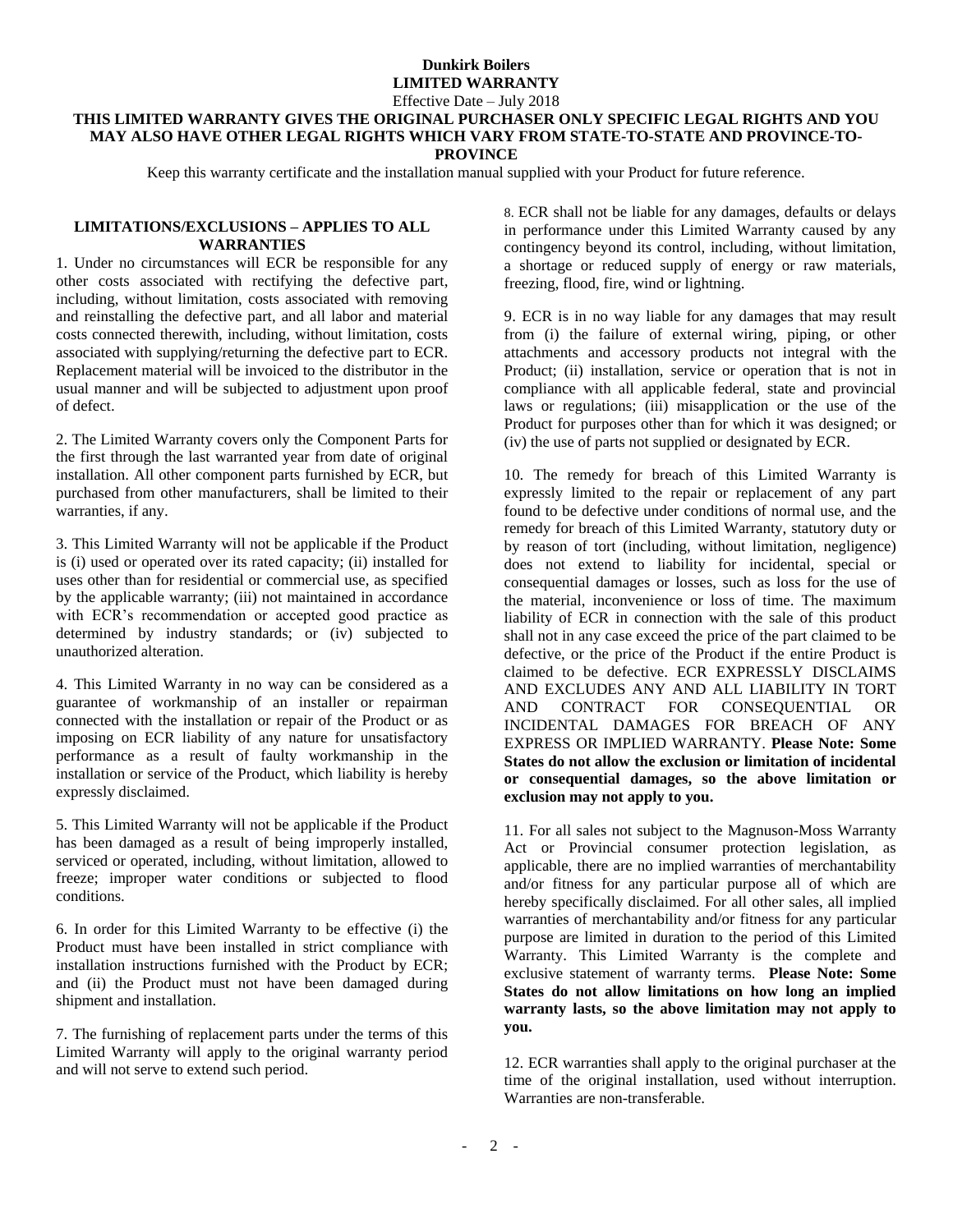**Dunkirk Boilers**
**LIMITED WARRANTY**
Effective Date – July 2018

**THIS LIMITED WARRANTY GIVES THE ORIGINAL PURCHASER ONLY SPECIFIC LEGAL RIGHTS AND YOU MAY ALSO HAVE OTHER LEGAL RIGHTS WHICH VARY FROM STATE-TO-STATE AND PROVINCE-TO-PROVINCE**

Keep this warranty certificate and the installation manual supplied with your Product for future reference.

## LIMITATIONS/EXCLUSIONS – APPLIES TO ALL WARRANTIES

1. Under no circumstances will ECR be responsible for any other costs associated with rectifying the defective part, including, without limitation, costs associated with removing and reinstalling the defective part, and all labor and material costs connected therewith, including, without limitation, costs associated with supplying/returning the defective part to ECR. Replacement material will be invoiced to the distributor in the usual manner and will be subjected to adjustment upon proof of defect.

2. The Limited Warranty covers only the Component Parts for the first through the last warranted year from date of original installation. All other component parts furnished by ECR, but purchased from other manufacturers, shall be limited to their warranties, if any.

3. This Limited Warranty will not be applicable if the Product is (i) used or operated over its rated capacity; (ii) installed for uses other than for residential or commercial use, as specified by the applicable warranty; (iii) not maintained in accordance with ECR's recommendation or accepted good practice as determined by industry standards; or (iv) subjected to unauthorized alteration.

4. This Limited Warranty in no way can be considered as a guarantee of workmanship of an installer or repairman connected with the installation or repair of the Product or as imposing on ECR liability of any nature for unsatisfactory performance as a result of faulty workmanship in the installation or service of the Product, which liability is hereby expressly disclaimed.

5. This Limited Warranty will not be applicable if the Product has been damaged as a result of being improperly installed, serviced or operated, including, without limitation, allowed to freeze; improper water conditions or subjected to flood conditions.

6. In order for this Limited Warranty to be effective (i) the Product must have been installed in strict compliance with installation instructions furnished with the Product by ECR; and (ii) the Product must not have been damaged during shipment and installation.

7. The furnishing of replacement parts under the terms of this Limited Warranty will apply to the original warranty period and will not serve to extend such period.

8. ECR shall not be liable for any damages, defaults or delays in performance under this Limited Warranty caused by any contingency beyond its control, including, without limitation, a shortage or reduced supply of energy or raw materials, freezing, flood, fire, wind or lightning.

9. ECR is in no way liable for any damages that may result from (i) the failure of external wiring, piping, or other attachments and accessory products not integral with the Product; (ii) installation, service or operation that is not in compliance with all applicable federal, state and provincial laws or regulations; (iii) misapplication or the use of the Product for purposes other than for which it was designed; or (iv) the use of parts not supplied or designated by ECR.

10. The remedy for breach of this Limited Warranty is expressly limited to the repair or replacement of any part found to be defective under conditions of normal use, and the remedy for breach of this Limited Warranty, statutory duty or by reason of tort (including, without limitation, negligence) does not extend to liability for incidental, special or consequential damages or losses, such as loss for the use of the material, inconvenience or loss of time. The maximum liability of ECR in connection with the sale of this product shall not in any case exceed the price of the part claimed to be defective, or the price of the Product if the entire Product is claimed to be defective. ECR EXPRESSLY DISCLAIMS AND EXCLUDES ANY AND ALL LIABILITY IN TORT AND CONTRACT FOR CONSEQUENTIAL OR INCIDENTAL DAMAGES FOR BREACH OF ANY EXPRESS OR IMPLIED WARRANTY. **Please Note: Some States do not allow the exclusion or limitation of incidental or consequential damages, so the above limitation or exclusion may not apply to you.**

11. For all sales not subject to the Magnuson-Moss Warranty Act or Provincial consumer protection legislation, as applicable, there are no implied warranties of merchantability and/or fitness for any particular purpose all of which are hereby specifically disclaimed. For all other sales, all implied warranties of merchantability and/or fitness for any particular purpose are limited in duration to the period of this Limited Warranty. This Limited Warranty is the complete and exclusive statement of warranty terms. **Please Note: Some States do not allow limitations on how long an implied warranty lasts, so the above limitation may not apply to you.**

12. ECR warranties shall apply to the original purchaser at the time of the original installation, used without interruption. Warranties are non-transferable.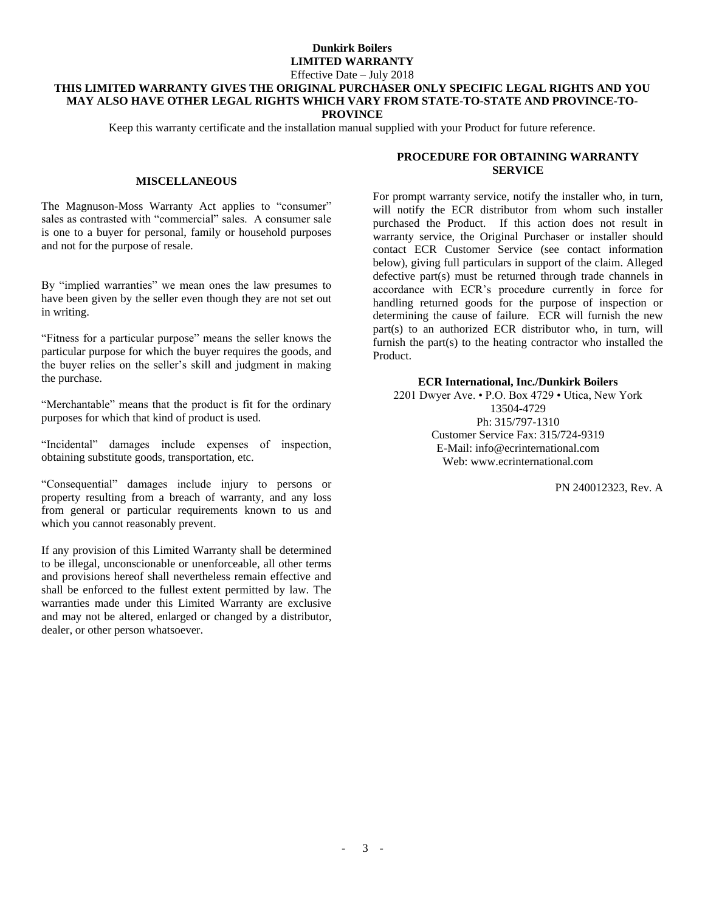**Dunkirk Boilers**
**LIMITED WARRANTY**
Effective Date – July 2018

**THIS LIMITED WARRANTY GIVES THE ORIGINAL PURCHASER ONLY SPECIFIC LEGAL RIGHTS AND YOU MAY ALSO HAVE OTHER LEGAL RIGHTS WHICH VARY FROM STATE-TO-STATE AND PROVINCE-TO-PROVINCE**

Keep this warranty certificate and the installation manual supplied with your Product for future reference.

## MISCELLANEOUS

The Magnuson-Moss Warranty Act applies to "consumer" sales as contrasted with "commercial" sales. A consumer sale is one to a buyer for personal, family or household purposes and not for the purpose of resale.

By "implied warranties" we mean ones the law presumes to have been given by the seller even though they are not set out in writing.

"Fitness for a particular purpose" means the seller knows the particular purpose for which the buyer requires the goods, and the buyer relies on the seller's skill and judgment in making the purchase.

"Merchantable" means that the product is fit for the ordinary purposes for which that kind of product is used.

"Incidental" damages include expenses of inspection, obtaining substitute goods, transportation, etc.

"Consequential" damages include injury to persons or property resulting from a breach of warranty, and any loss from general or particular requirements known to us and which you cannot reasonably prevent.

If any provision of this Limited Warranty shall be determined to be illegal, unconscionable or unenforceable, all other terms and provisions hereof shall nevertheless remain effective and shall be enforced to the fullest extent permitted by law. The warranties made under this Limited Warranty are exclusive and may not be altered, enlarged or changed by a distributor, dealer, or other person whatsoever.

## PROCEDURE FOR OBTAINING WARRANTY SERVICE

For prompt warranty service, notify the installer who, in turn, will notify the ECR distributor from whom such installer purchased the Product. If this action does not result in warranty service, the Original Purchaser or installer should contact ECR Customer Service (see contact information below), giving full particulars in support of the claim. Alleged defective part(s) must be returned through trade channels in accordance with ECR's procedure currently in force for handling returned goods for the purpose of inspection or determining the cause of failure. ECR will furnish the new part(s) to an authorized ECR distributor who, in turn, will furnish the part(s) to the heating contractor who installed the Product.

**ECR International, Inc./Dunkirk Boilers**
2201 Dwyer Ave. • P.O. Box 4729 • Utica, New York 13504-4729
Ph: 315/797-1310
Customer Service Fax: 315/724-9319
E-Mail: info@ecrinternational.com
Web: www.ecrinternational.com

PN 240012323, Rev. A